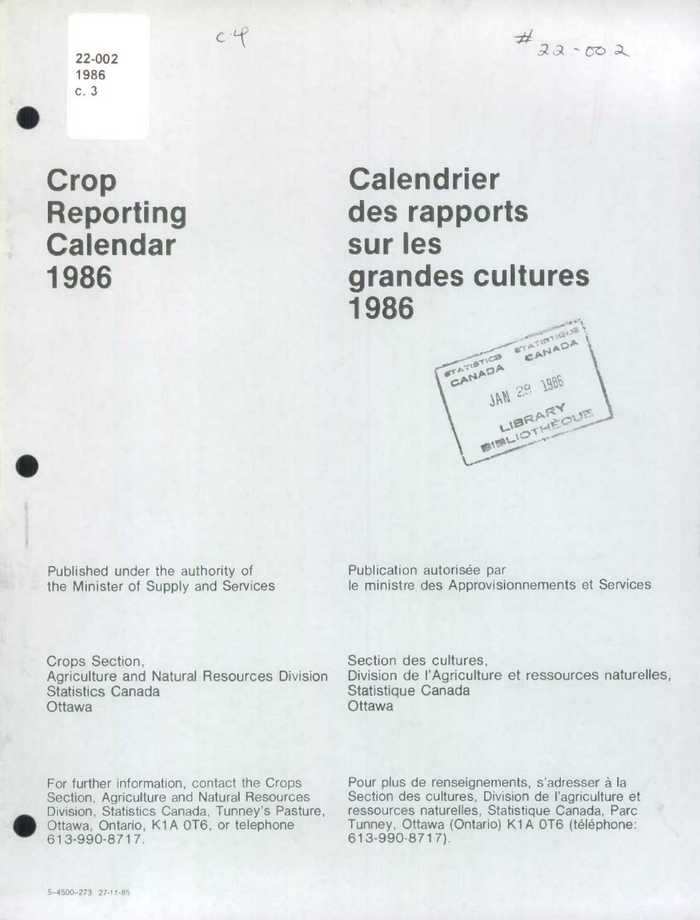22-002
1986
c. 3

c.4

#22-002

# Crop Reporting Calendar 1986

# Calendrier des rapports sur les grandes cultures 1986

STATISTICS CANADA STATISTIQUE CANADA
JAN 28 1986
LIBRARY BIBLIOTHÈQUE

Published under the authority of the Minister of Supply and Services

Publication autorisée par le ministre des Approvisionnements et Services

Crops Section,
Agriculture and Natural Resources Division
Statistics Canada
Ottawa

Section des cultures,
Division de l'Agriculture et ressources naturelles,
Statistique Canada
Ottawa

For further information, contact the Crops Section, Agriculture and Natural Resources Division, Statistics Canada, Tunney's Pasture, Ottawa, Ontario, K1A 0T6, or telephone 613-990-8717.

Pour plus de renseignements, s'adresser à la Section des cultures, Division de l'agriculture et ressources naturelles, Statistique Canada, Parc Tunney, Ottawa (Ontario) K1A 0T6 (téléphone: 613-990-8717).

5-4500-273: 27-11-85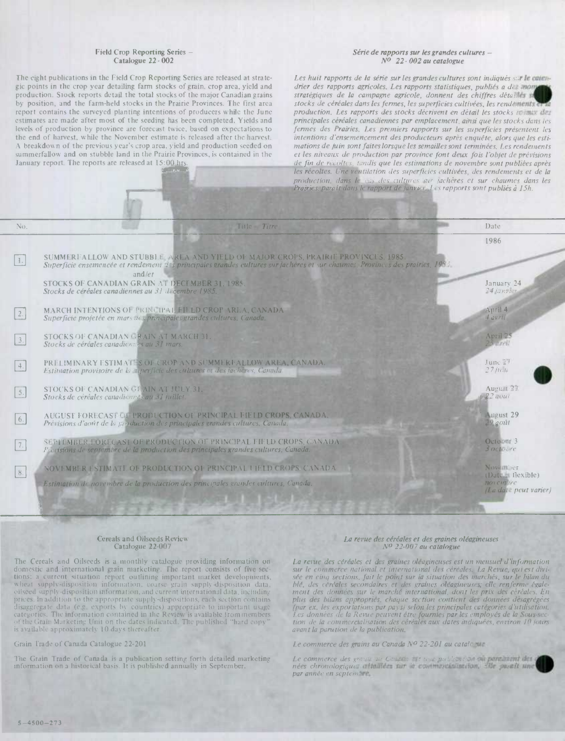### Field Crop Reporting Series – Catalogue 22-002

The eight publications in the Field Crop Reporting Series are released at strategic points in the crop year detailing farm stocks of grain, crop area, yield and production. Stock reports detail the total stocks of the major Canadian grains by position, and the farm-held stocks in the Prairie Provinces. The first area report contains the surveyed planting intentions of producers while the June estimates are made after most of the seeding has been completed. Yields and levels of production by province are forecast twice, based on expectations to the end of harvest, while the November estimate is released after the harvest. A breakdown of the previous year's crop area, yield and production seeded on summerfallow and on stubble land in the Prairie Provinces, is contained in the January report. The reports are released at 15:00 hrs.

### *Série de rapports sur les grandes cultures – Nº 22-002 au catalogue*

*Les huit rapports de la série sur les grandes cultures sont indiqués sur le calendrier des rapports agricoles. Les rapports statistiques, publiés à des moments stratégiques de la campagne agricole, donnent des chiffres détaillés sur les stocks de céréales dans les fermes, les superficies cultivées, les rendements et la production. Les rapports des stocks décrivent en détail les stocks totaux des principales céréales canadiennes par emplacement, ainsi que les stocks dans les fermes des Prairies. Les premiers rapports sur les superficies présentent les intentions d'ensemencement des producteurs après enquête, alors que les estimations de juin sont faites lorsque les semailles sont terminées. Les rendements et les niveaux de production par province font deux fois l'objet de prévisions de fin de récoltes, tandis que les estimations de novembre sont publiées après les récoltes. Une ventilation des superficies cultivées, des rendements et de la production, dans le cas des cultures sur jachères et sur chaumes dans les Prairies, paraît dans le rapport de janvier. Les rapports sont publiés à 15h.*

| No. | Title – *Titre* | Date |
|---|---|---|
| | | 1986 |
| 1. | SUMMERFALLOW AND STUBBLE, AREA AND YIELD OF MAJOR CROPS, PRAIRIE PROVINCES, 1985. *Superficie ensemencée et rendement des principales grandes cultures sur jachères et sur chaumes, Provinces des prairies, 1985.* and/*et* STOCKS OF CANADIAN GRAIN AT DECEMBER 31, 1985. *Stocks de céréales canadiennes au 31 décembre 1985.* | January 24 *24 janvier* |
| 2. | MARCH INTENTIONS OF PRINCIPAL FIELD CROP AREA, CANADA. *Superficie projetée en mars des principales grandes cultures, Canada.* | April 4 *4 avril* |
| 3. | STOCKS OF CANADIAN GRAIN AT MARCH 31. *Stocks de céréales canadiennes au 31 mars.* | April 25 *25 avril* |
| 4. | PRELIMINARY ESTIMATES OF CROP AND SUMMERFALLOW AREA, CANADA. *Estimation provisoire de la superficie des cultures et des jachères, Canada.* | June 27 *27 juin* |
| 5. | STOCKS OF CANADIAN GRAIN AT JULY 31. *Stocks de céréales canadiennes au 31 juillet.* | August 22 *22 août* |
| 6. | AUGUST FORECAST OF PRODUCTION OF PRINCIPAL FIELD CROPS, CANADA. *Prévisions d'août de la production des principales grandes cultures, Canada.* | August 29 *29 août* |
| 7. | SEPTEMBER FORECAST OF PRODUCTION OF PRINCIPAL FIELD CROPS, CANADA. *Prévisions de septembre de la production des principales grandes cultures, Canada.* | October 3 *3 octobre* |
| 8. | NOVEMBER ESTIMATE OF PRODUCTION OF PRINCIPAL FIELD CROPS, CANADA. *Estimation de novembre de la production des principales grandes cultures, Canada.* | November (Date is flexible) *novembre (La date peut varier)* |

### Cereals and Oilseeds Review – Catalogue 22-007

The Cereals and Oilseeds is a monthly catalogue providing information on domestic and international grain marketing. The report consists of five sections: a current situation report outlining important market developments, wheat supply-disposition information, coarse grain supply-disposition data, oilseed supply-disposition information, and current international data, including prices. In addition to the appropriate supply-dispositions, each section contains disaggregate data (e.g. exports by countries) appropriate to important usage categories. The information contained in the Review is available from members of the Grain Marketing Unit on the dates indicated. The published "hard copy" is available approximately 10 days thereafter.

### *La revue des céréales et des graines oléagineuses – Nº 22-007 au catalogue*

*La revue des céréales et des graines oléagineuses est un mensuel d'information sur le commerce national et international des céréales. La Revue, qui est divisée en cinq sections, fait le point sur la situation des marchés, sur le bilan du blé, des céréales secondaires et des graines oléagineuses; elle renferme également des données sur le marché international, dont les prix des céréales. En plus des bilans appropriés, chaque section contient des données désagrégées (par ex. les exportations par pays) selon les principales catégories d'utilisation. Les données de la Revue peuvent être fournies par les employés de la Sous-section de la commercialisation des céréales aux dates indiquées, environ 10 jours avant la parution de la publication.*

### Grain Trade of Canada Catalogue 22-201

The Grain Trade of Canada is a publication setting forth detailed marketing information on a historical basis. It is published annually in September.

### *Le commerce des grains au Canada Nº 22-201 au catalogue*

*Le commerce des grains au Canada est une publication où paraissent des données chronologiques détaillées sur la commercialisation. Elle paraît une fois par année en septembre.*

5–4500–273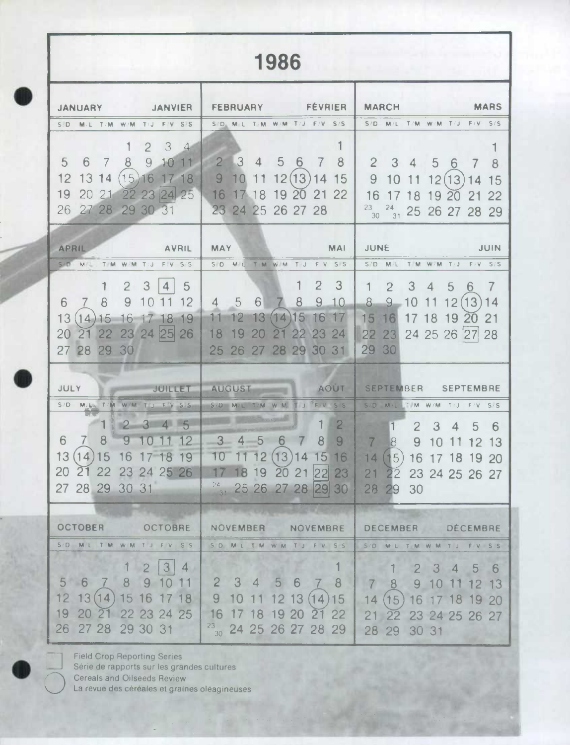# 1986

## JANUARY / JANVIER

| S/D | M/L | T/M | W/M | T/J | F/V | S/S |
|---|---|---|---|---|---|---|
| | | | 1 | 2 | 3 | 4 |
| 5 | 6 | 7 | 8 | 9 | 10 | 11 |
| 12 | 13 | 14 | (15) | 16 | 17 | 18 |
| 19 | 20 | 21 | 22 | 23 | [24] | 25 |
| 26 | 27 | 28 | 29 | 30 | 31 | |

## FEBRUARY / FÉVRIER

| S/D | M/L | T/M | W/M | T/J | F/V | S/S |
|---|---|---|---|---|---|---|
| | | | | | | 1 |
| 2 | 3 | 4 | 5 | 6 | 7 | 8 |
| 9 | 10 | 11 | 12 | (13) | 14 | 15 |
| 16 | 17 | 18 | 19 | 20 | 21 | 22 |
| 23 | 24 | 25 | 26 | 27 | 28 | |

## MARCH / MARS

| S/D | M/L | T/M | W/M | T/J | F/V | S/S |
|---|---|---|---|---|---|---|
| | | | | | | 1 |
| 2 | 3 | 4 | 5 | 6 | 7 | 8 |
| 9 | 10 | 11 | 12 | (13) | 14 | 15 |
| 16 | 17 | 18 | 19 | 20 | 21 | 22 |
| 23/30 | 24/31 | 25 | 26 | 27 | 28 | 29 |

## APRIL / AVRIL

| S/D | M/L | T/M | W/M | T/J | F/V | S/S |
|---|---|---|---|---|---|---|
| | | 1 | 2 | 3 | [4] | 5 |
| 6 | 7 | 8 | 9 | 10 | 11 | 12 |
| 13 | (14) | 15 | 16 | 17 | 18 | 19 |
| 20 | 21 | 22 | 23 | 24 | [25] | 26 |
| 27 | 28 | 29 | 30 | | | |

## MAY / MAI

| S/D | M/L | T/M | W/M | T/J | F/V | S/S |
|---|---|---|---|---|---|---|
| | | | | 1 | 2 | 3 |
| 4 | 5 | 6 | 7 | 8 | 9 | 10 |
| 11 | 12 | 13 | (14) | 15 | 16 | 17 |
| 18 | 19 | 20 | 21 | 22 | 23 | 24 |
| 25 | 26 | 27 | 28 | 29 | 30 | 31 |

## JUNE / JUIN

| S/D | M/L | T/M | W/M | T/J | F/V | S/S |
|---|---|---|---|---|---|---|
| 1 | 2 | 3 | 4 | 5 | 6 | 7 |
| 8 | 9 | 10 | 11 | 12 | (13) | 14 |
| 15 | 16 | 17 | 18 | 19 | 20 | 21 |
| 22 | 23 | 24 | 25 | 26 | [27] | 28 |
| 29 | 30 | | | | | |

## JULY / JUILLET

| S/D | M/L | T/M | W/M | T/J | F/V | S/S |
|---|---|---|---|---|---|---|
| | | 1 | 2 | 3 | 4 | 5 |
| 6 | 7 | 8 | 9 | 10 | 11 | 12 |
| 13 | (14) | 15 | 16 | 17 | 18 | 19 |
| 20 | 21 | 22 | 23 | 24 | 25 | 26 |
| 27 | 28 | 29 | 30 | 31 | | |

## AUGUST / AOÛT

| S/D | M/L | T/M | W/M | T/J | F/V | S/S |
|---|---|---|---|---|---|---|
| | | | | | 1 | 2 |
| 3 | 4 | 5 | 6 | 7 | 8 | 9 |
| 10 | 11 | 12 | (13) | 14 | 15 | 16 |
| 17 | 18 | 19 | 20 | 21 | [22] | 23 |
| 24/31 | 25 | 26 | 27 | 28 | [29] | 30 |

## SEPTEMBER / SEPTEMBRE

| S/D | M/L | T/M | W/M | T/J | F/V | S/S |
|---|---|---|---|---|---|---|
| | 1 | 2 | 3 | 4 | 5 | 6 |
| 7 | 8 | 9 | 10 | 11 | 12 | 13 |
| 14 | (15) | 16 | 17 | 18 | 19 | 20 |
| 21 | 22 | 23 | 24 | 25 | 26 | 27 |
| 28 | 29 | 30 | | | | |

## OCTOBER / OCTOBRE

| S/D | M/L | T/M | W/M | T/J | F/V | S/S |
|---|---|---|---|---|---|---|
| | | | 1 | 2 | [3] | 4 |
| 5 | 6 | 7 | 8 | 9 | 10 | 11 |
| 12 | 13 | (14) | 15 | 16 | 17 | 18 |
| 19 | 20 | 21 | 22 | 23 | 24 | 25 |
| 26 | 27 | 28 | 29 | 30 | 31 | |

## NOVEMBER / NOVEMBRE

| S/D | M/L | T/M | W/M | T/J | F/V | S/S |
|---|---|---|---|---|---|---|
| | | | | | | 1 |
| 2 | 3 | 4 | 5 | 6 | 7 | 8 |
| 9 | 10 | 11 | 12 | 13 | (14) | 15 |
| 16 | 17 | 18 | 19 | 20 | 21 | 22 |
| 23/30 | 24 | 25 | 26 | 27 | 28 | 29 |

## DECEMBER / DÉCEMBRE

| S/D | M/L | T/M | W/M | T/J | F/V | S/S |
|---|---|---|---|---|---|---|
| | 1 | 2 | 3 | 4 | 5 | 6 |
| 7 | 8 | 9 | 10 | 11 | 12 | 13 |
| 14 | (15) | 16 | 17 | 18 | 19 | 20 |
| 21 | 22 | 23 | 24 | 25 | 26 | 27 |
| 28 | 29 | 30 | 31 | | | |

[ ] Field Crop Reporting Series
Série de rapports sur les grandes cultures

( ) Cereals and Oilseeds Review
La revue des céréales et graines oléagineuses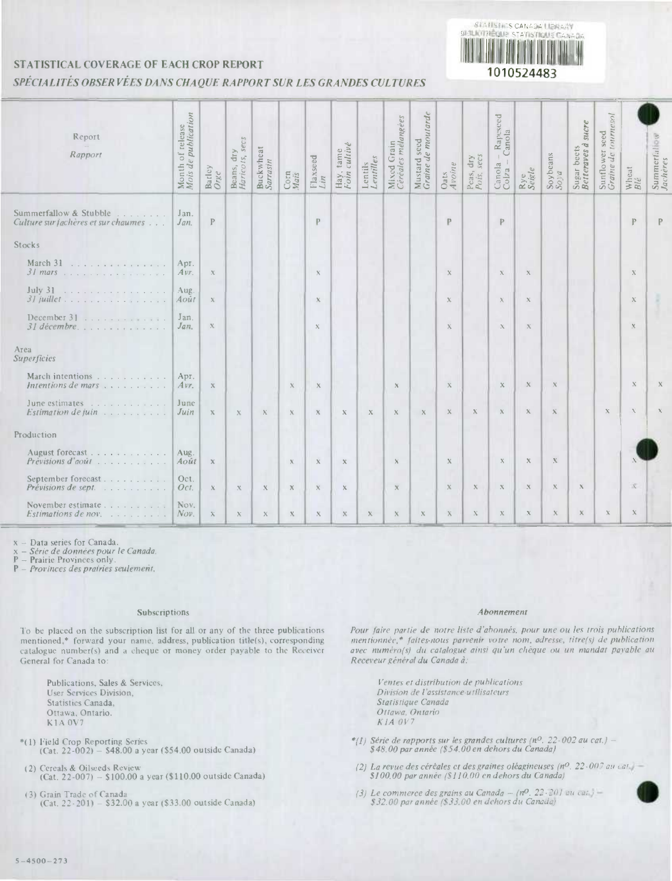## STATISTICAL COVERAGE OF EACH CROP REPORT
## *SPÉCIALITÉS OBSERVÉES DANS CHAQUE RAPPORT SUR LES GRANDES CULTURES*

| Report<br>*Rapport* | Month of release<br>*Mois de publication* | Barley<br>*Orge* | Beans, dry<br>*Haricots, secs* | Buckwheat<br>*Sarrasin* | Corn<br>*Maïs* | Flaxseed<br>*Lin* | Hay, tame<br>*Foin cultivé* | Lentils<br>*Lentilles* | Mixed Grain<br>*Céréales mélangées* | Mustard seed<br>*Graine de moutarde* | Oats<br>*Avoine* | Peas, dry<br>*Pois, secs* | Canola – Rapeseed<br>*Colza – Canola* | Rye<br>*Seigle* | Soybeans<br>*Soya* | Sugar beets<br>*Betteraves à sucre* | Sunflower seed<br>*Graine de tournesol* | Wheat<br>*Blé* | Summerfallow<br>*Jachères* |
|---|---|---|---|---|---|---|---|---|---|---|---|---|---|---|---|---|---|---|---|
| Summerfallow & Stubble<br>*Culture sur jachères et sur chaumes* | Jan.<br>*Jan.* | P | | | | P | | | | | P | | P | | | | | P | P |
| **Stocks** | | | | | | | | | | | | | | | | | | | |
| March 31<br>*31 mars* | Apr.<br>*Avr.* | x | | | | x | | | | | x | | x | x | | | | x | |
| July 31<br>*31 juillet* | Aug.<br>*Août* | x | | | | x | | | | | x | | x | x | | | | x | |
| December 31<br>*31 décembre* | Jan.<br>*Jan.* | x | | | | x | | | | | x | | x | x | | | | x | |
| **Area**<br>*Superficies* | | | | | | | | | | | | | | | | | | | |
| March intentions<br>*Intentions de mars* | Apr.<br>*Avr.* | x | | | x | x | | | x | | x | | x | x | x | | | x | x |
| June estimates<br>*Estimation de juin* | June<br>*Juin* | x | x | x | x | x | x | x | x | x | x | x | x | x | x | | x | x | x |
| **Production** | | | | | | | | | | | | | | | | | | | |
| August forecast<br>*Prévisions d'août* | Aug.<br>*Août* | x | | | x | x | x | | x | | x | | x | x | x | | | x | |
| September forecast<br>*Prévisions de sept.* | Oct.<br>*Oct.* | x | x | x | x | x | x | | x | | x | x | x | x | x | x | | x | |
| November estimate<br>*Estimations de nov.* | Nov.<br>*Nov.* | x | x | x | x | x | x | x | x | x | x | x | x | x | x | x | x | x | |

x – Data series for Canada.
*x – Série de données pour le Canada.*
P – Prairie Provinces only.
*P – Provinces des prairies seulement.*

### Subscriptions

To be placed on the subscription list for all or any of the three publications mentioned,* forward your name, address, publication title(s), corresponding catalogue number(s) and a cheque or money order payable to the Receiver General for Canada to:

Publications, Sales & Services,
User Services Division,
Statistics Canada,
Ottawa, Ontario.
K1A 0V7

*(1) Field Crop Reporting Series
(Cat. 22-002) – $48.00 a year ($54.00 outside Canada)

(2) Cereals & Oilseeds Review
(Cat. 22-007) – $100.00 a year ($110.00 outside Canada)

(3) Grain Trade of Canada
(Cat. 22-201) – $32.00 a year ($33.00 outside Canada)

### *Abonnement*

*Pour faire partie de notre liste d'abonnés, pour une ou les trois publications mentionnée,* faites-nous parvenir votre nom, adresse, titre(s) de publication avec numéro(s) du catalogue ainsi qu'un chèque ou un mandat payable au Receveur général du Canada à:*

*Ventes et distribution de publications*
*Division de l'assistance-utilisateurs*
*Statistique Canada*
*Ottawa, Ontario*
*K1A 0V7*

*(1) *Série de rapports sur les grandes cultures (nº. 22-002 au cat.) – $48.00 par année ($54.00 en dehors du Canada)*

*(2) La revue des céréales et des graines oléagineuses (nº. 22-007 au cat.) – $100.00 par année ($110.00 en dehors du Canada)*

*(3) Le commerce des grains au Canada – (nº. 22-201 au cat.) – $32.00 par année ($33.00 en dehors du Canada)*

5-4500-273